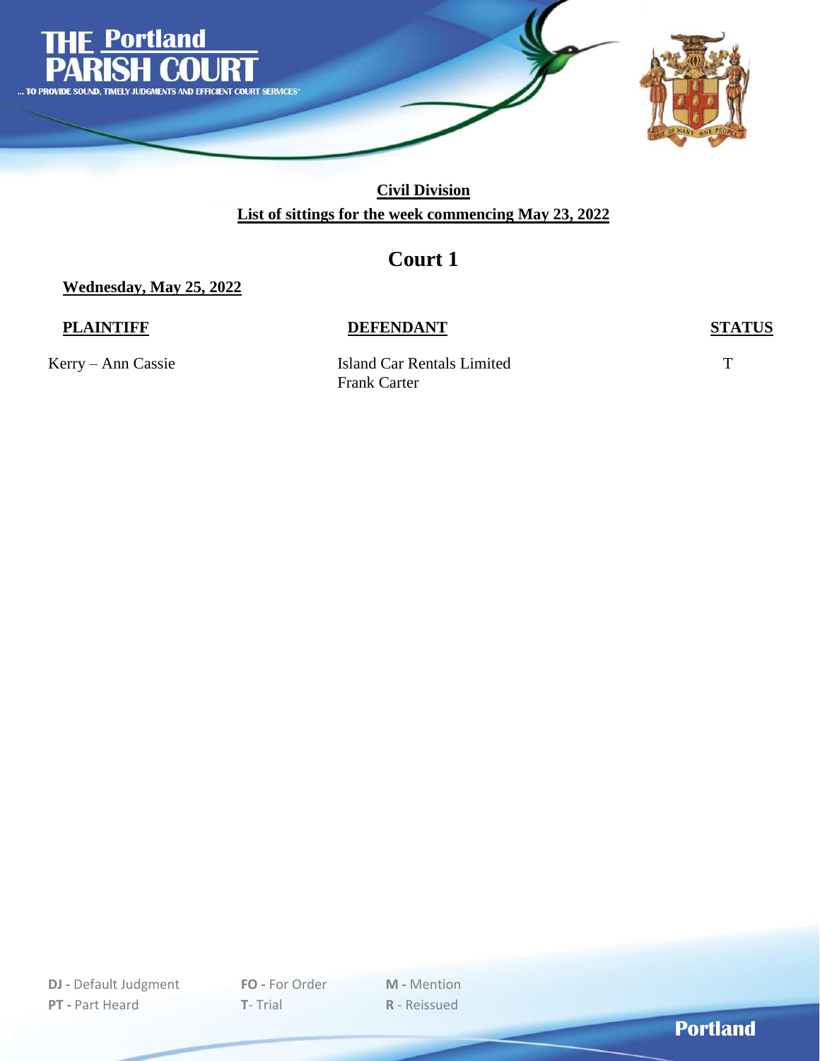# THE Portland PARISH COURT

... TO PROVIDE SOUND, TIMELY JUDGMENTS AND EFFICIENT COURT SERVICES"

**Civil Division**

**List of sittings for the week commencing May 23, 2022**

## Court 1

**Wednesday, May 25, 2022**

| PLAINTIFF | DEFENDANT | STATUS |
|---|---|---|
| Kerry – Ann Cassie | Island Car Rentals Limited<br>Frank Carter | T |

**DJ -** Default Judgment **FO -** For Order **M -** Mention
**PT -** Part Heard **T**- Trial **R** - Reissued

Portland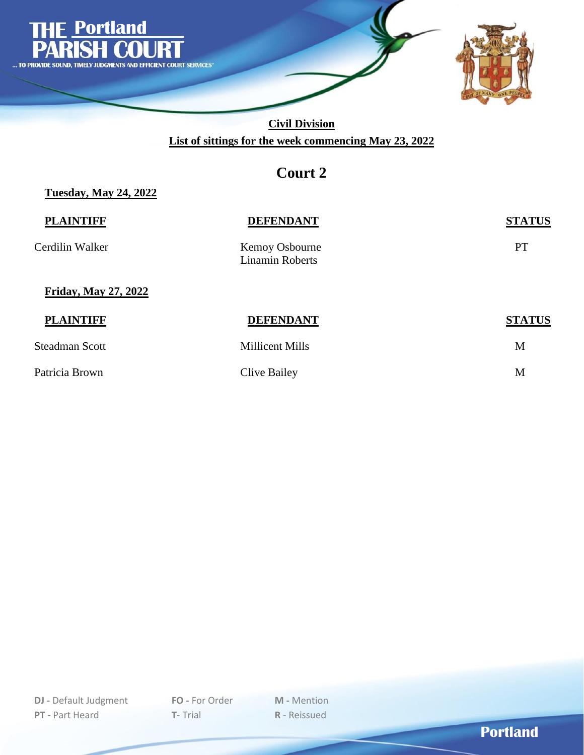# THE Portland PARISH COURT

... TO PROVIDE SOUND, TIMELY JUDGMENTS AND EFFICIENT COURT SERVICES

## Civil Division

**List of sittings for the week commencing May 23, 2022**

## Court 2

**Tuesday, May 24, 2022**

| PLAINTIFF | DEFENDANT | STATUS |
|---|---|---|
| Cerdilin Walker | Kemoy Osbourne<br>Linamin Roberts | PT |

**Friday, May 27, 2022**

| PLAINTIFF | DEFENDANT | STATUS |
|---|---|---|
| Steadman Scott | Millicent Mills | M |
| Patricia Brown | Clive Bailey | M |

**DJ -** Default Judgment **FO -** For Order **M -** Mention
**PT -** Part Heard **T-** Trial **R -** Reissued

Portland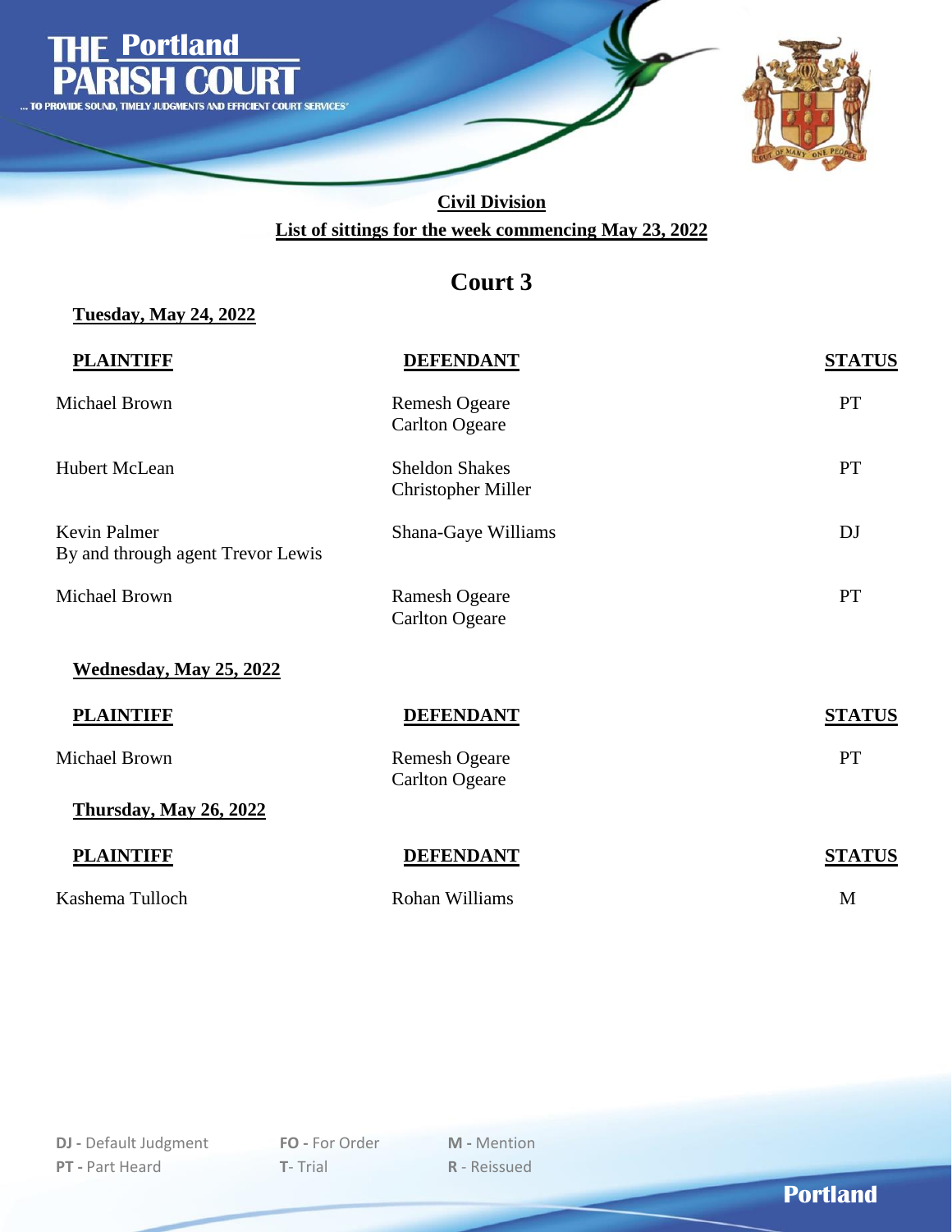# THE Portland PARISH COURT

... TO PROVIDE SOUND, TIMELY JUDGMENTS AND EFFICIENT COURT SERVICES

**Civil Division**

**List of sittings for the week commencing May 23, 2022**

## Court 3

**Tuesday, May 24, 2022**

| PLAINTIFF | DEFENDANT | STATUS |
|---|---|---|
| Michael Brown | Remesh Ogeare<br>Carlton Ogeare | PT |
| Hubert McLean | Sheldon Shakes<br>Christopher Miller | PT |
| Kevin Palmer<br>By and through agent Trevor Lewis | Shana-Gaye Williams | DJ |
| Michael Brown | Ramesh Ogeare<br>Carlton Ogeare | PT |

**Wednesday, May 25, 2022**

| PLAINTIFF | DEFENDANT | STATUS |
|---|---|---|
| Michael Brown | Remesh Ogeare<br>Carlton Ogeare | PT |

**Thursday, May 26, 2022**

| PLAINTIFF | DEFENDANT | STATUS |
|---|---|---|
| Kashema Tulloch | Rohan Williams | M |

**DJ -** Default Judgment
**PT -** Part Heard
**FO -** For Order
**T** - Trial
**M -** Mention
**R** - Reissued